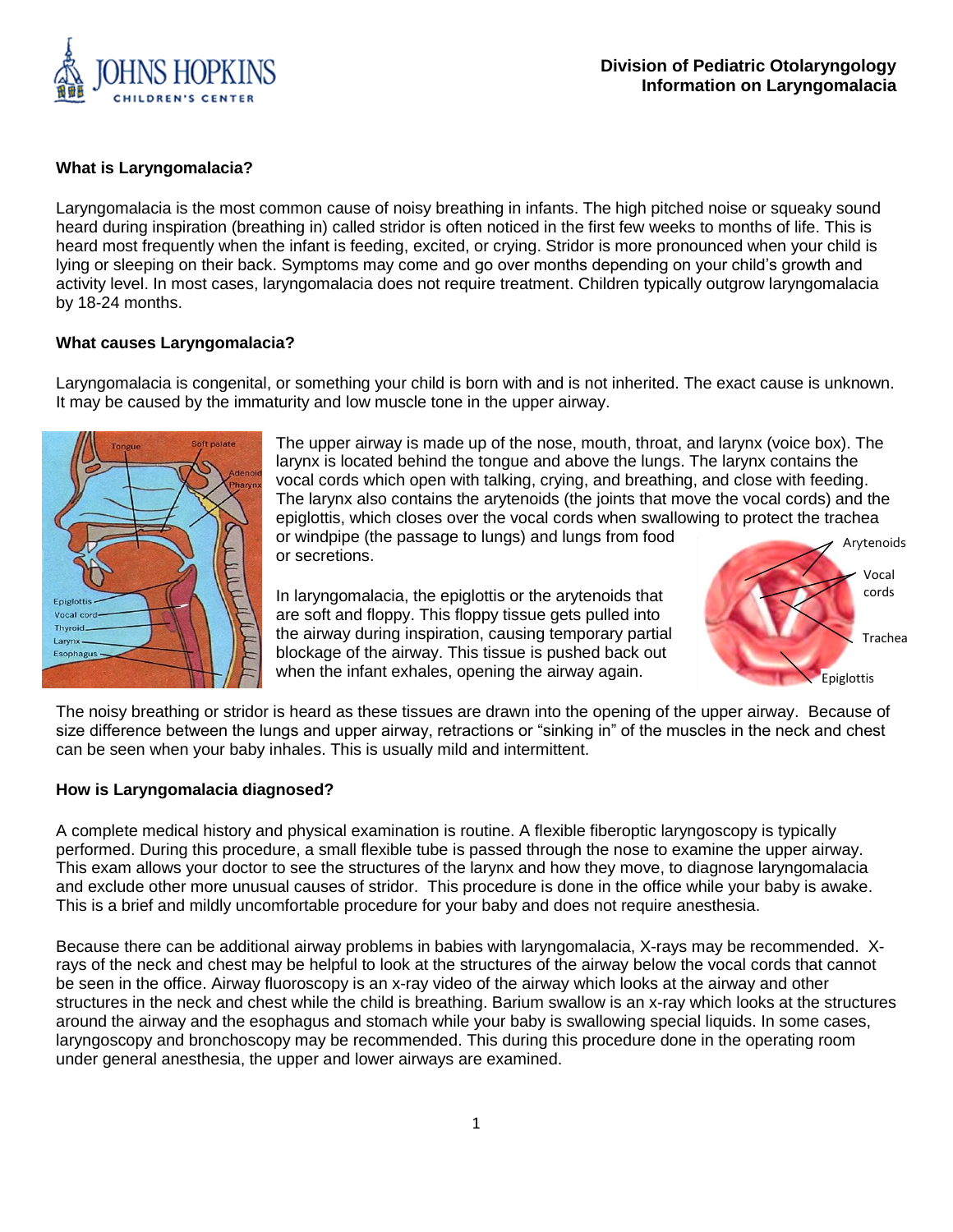**Division of Pediatric Otolaryngology**
**Information on Laryngomalacia**

## What is Laryngomalacia?

Laryngomalacia is the most common cause of noisy breathing in infants. The high pitched noise or squeaky sound heard during inspiration (breathing in) called stridor is often noticed in the first few weeks to months of life. This is heard most frequently when the infant is feeding, excited, or crying. Stridor is more pronounced when your child is lying or sleeping on their back. Symptoms may come and go over months depending on your child's growth and activity level. In most cases, laryngomalacia does not require treatment. Children typically outgrow laryngomalacia by 18-24 months.

## What causes Laryngomalacia?

Laryngomalacia is congenital, or something your child is born with and is not inherited. The exact cause is unknown. It may be caused by the immaturity and low muscle tone in the upper airway.

The upper airway is made up of the nose, mouth, throat, and larynx (voice box). The larynx is located behind the tongue and above the lungs. The larynx contains the vocal cords which open with talking, crying, and breathing, and close with feeding. The larynx also contains the arytenoids (the joints that move the vocal cords) and the epiglottis, which closes over the vocal cords when swallowing to protect the trachea or windpipe (the passage to lungs) and lungs from food or secretions.

In laryngomalacia, the epiglottis or the arytenoids that are soft and floppy. This floppy tissue gets pulled into the airway during inspiration, causing temporary partial blockage of the airway. This tissue is pushed back out when the infant exhales, opening the airway again.

The noisy breathing or stridor is heard as these tissues are drawn into the opening of the upper airway. Because of size difference between the lungs and upper airway, retractions or "sinking in" of the muscles in the neck and chest can be seen when your baby inhales. This is usually mild and intermittent.

## How is Laryngomalacia diagnosed?

A complete medical history and physical examination is routine. A flexible fiberoptic laryngoscopy is typically performed. During this procedure, a small flexible tube is passed through the nose to examine the upper airway. This exam allows your doctor to see the structures of the larynx and how they move, to diagnose laryngomalacia and exclude other more unusual causes of stridor. This procedure is done in the office while your baby is awake. This is a brief and mildly uncomfortable procedure for your baby and does not require anesthesia.

Because there can be additional airway problems in babies with laryngomalacia, X-rays may be recommended. X-rays of the neck and chest may be helpful to look at the structures of the airway below the vocal cords that cannot be seen in the office. Airway fluoroscopy is an x-ray video of the airway which looks at the airway and other structures in the neck and chest while the child is breathing. Barium swallow is an x-ray which looks at the structures around the airway and the esophagus and stomach while your baby is swallowing special liquids. In some cases, laryngoscopy and bronchoscopy may be recommended. This during this procedure done in the operating room under general anesthesia, the upper and lower airways are examined.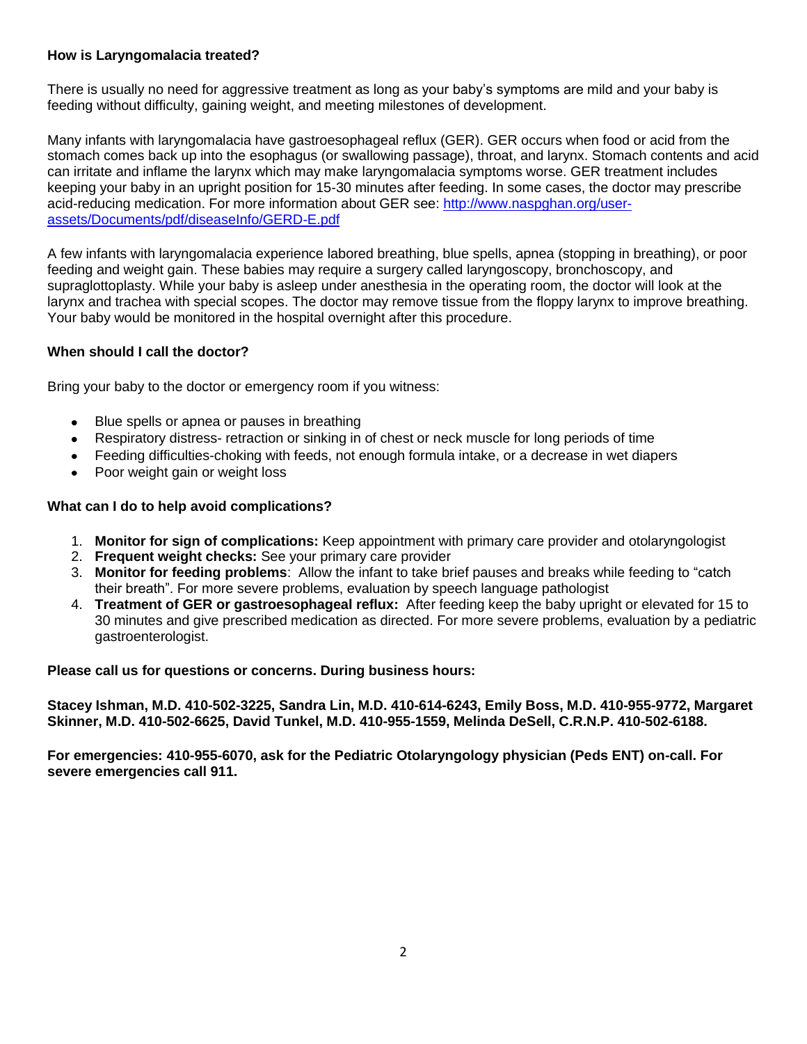**How is Laryngomalacia treated?**

There is usually no need for aggressive treatment as long as your baby's symptoms are mild and your baby is feeding without difficulty, gaining weight, and meeting milestones of development.

Many infants with laryngomalacia have gastroesophageal reflux (GER). GER occurs when food or acid from the stomach comes back up into the esophagus (or swallowing passage), throat, and larynx. Stomach contents and acid can irritate and inflame the larynx which may make laryngomalacia symptoms worse. GER treatment includes keeping your baby in an upright position for 15-30 minutes after feeding. In some cases, the doctor may prescribe acid-reducing medication. For more information about GER see: [http://www.naspghan.org/user-assets/Documents/pdf/diseaseInfo/GERD-E.pdf](http://www.naspghan.org/user-assets/Documents/pdf/diseaseInfo/GERD-E.pdf)

A few infants with laryngomalacia experience labored breathing, blue spells, apnea (stopping in breathing), or poor feeding and weight gain. These babies may require a surgery called laryngoscopy, bronchoscopy, and supraglottoplasty. While your baby is asleep under anesthesia in the operating room, the doctor will look at the larynx and trachea with special scopes. The doctor may remove tissue from the floppy larynx to improve breathing. Your baby would be monitored in the hospital overnight after this procedure.

**When should I call the doctor?**

Bring your baby to the doctor or emergency room if you witness:

- Blue spells or apnea or pauses in breathing
- Respiratory distress- retraction or sinking in of chest or neck muscle for long periods of time
- Feeding difficulties-choking with feeds, not enough formula intake, or a decrease in wet diapers
- Poor weight gain or weight loss

**What can I do to help avoid complications?**

1. **Monitor for sign of complications:** Keep appointment with primary care provider and otolaryngologist
2. **Frequent weight checks:** See your primary care provider
3. **Monitor for feeding problems**: Allow the infant to take brief pauses and breaks while feeding to "catch their breath". For more severe problems, evaluation by speech language pathologist
4. **Treatment of GER or gastroesophageal reflux:** After feeding keep the baby upright or elevated for 15 to 30 minutes and give prescribed medication as directed. For more severe problems, evaluation by a pediatric gastroenterologist.

**Please call us for questions or concerns. During business hours:**

**Stacey Ishman, M.D. 410-502-3225, Sandra Lin, M.D. 410-614-6243, Emily Boss, M.D. 410-955-9772, Margaret Skinner, M.D. 410-502-6625, David Tunkel, M.D. 410-955-1559, Melinda DeSell, C.R.N.P. 410-502-6188.**

**For emergencies: 410-955-6070, ask for the Pediatric Otolaryngology physician (Peds ENT) on-call. For severe emergencies call 911.**